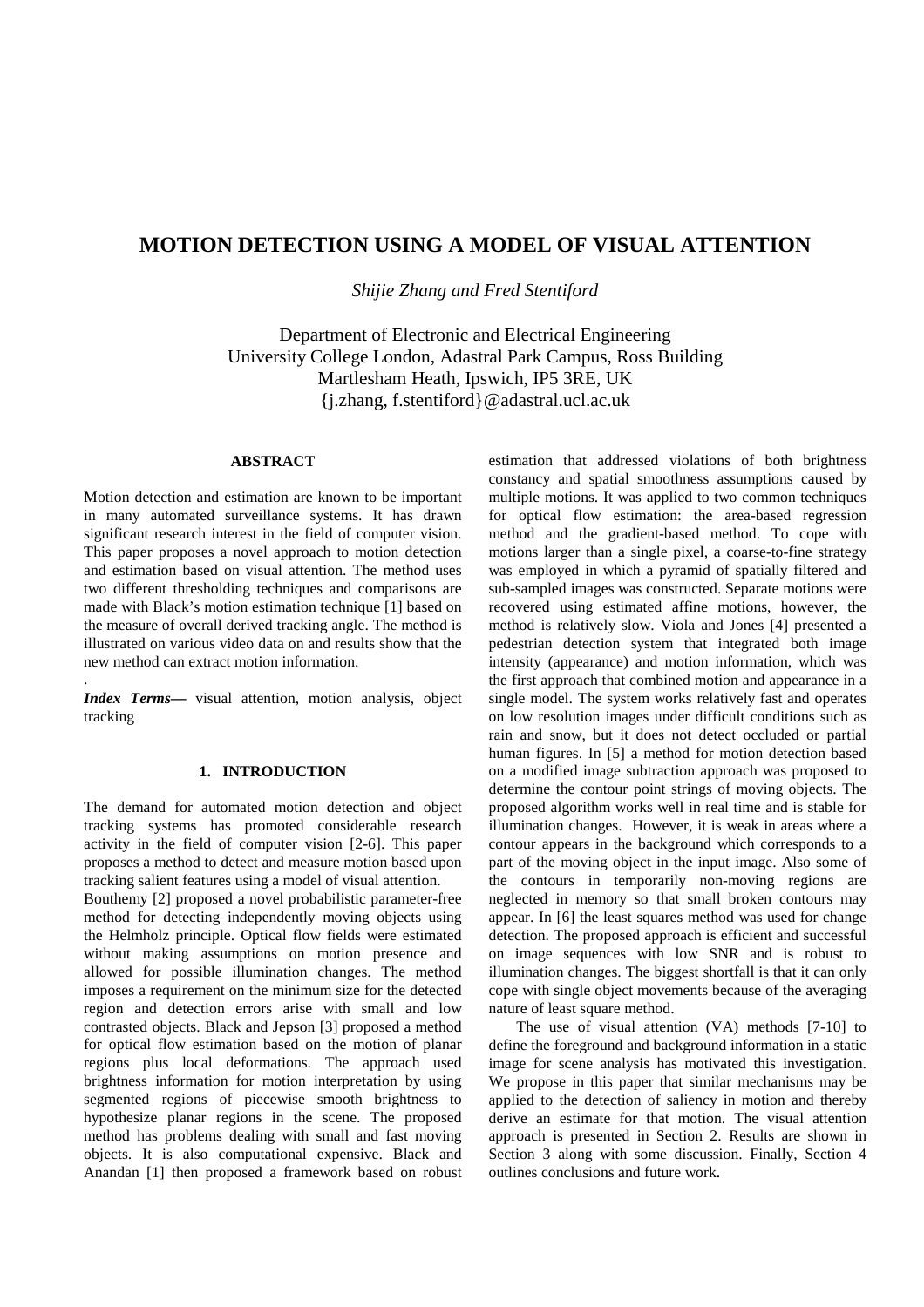# MOTION DETECTION USING A MODEL OF VISUAL ATTENTION

*Shijie Zhang and Fred Stentiford*

Department of Electronic and Electrical Engineering
University College London, Adastral Park Campus, Ross Building
Martlesham Heath, Ipswich, IP5 3RE, UK
{j.zhang, f.stentiford}@adastral.ucl.ac.uk

## ABSTRACT

Motion detection and estimation are known to be important in many automated surveillance systems. It has drawn significant research interest in the field of computer vision. This paper proposes a novel approach to motion detection and estimation based on visual attention. The method uses two different thresholding techniques and comparisons are made with Black's motion estimation technique [1] based on the measure of overall derived tracking angle. The method is illustrated on various video data on and results show that the new method can extract motion information.

.

***Index Terms—*** visual attention, motion analysis, object tracking

## 1. INTRODUCTION

The demand for automated motion detection and object tracking systems has promoted considerable research activity in the field of computer vision [2-6]. This paper proposes a method to detect and measure motion based upon tracking salient features using a model of visual attention.

Bouthemy [2] proposed a novel probabilistic parameter-free method for detecting independently moving objects using the Helmholz principle. Optical flow fields were estimated without making assumptions on motion presence and allowed for possible illumination changes. The method imposes a requirement on the minimum size for the detected region and detection errors arise with small and low contrasted objects. Black and Jepson [3] proposed a method for optical flow estimation based on the motion of planar regions plus local deformations. The approach used brightness information for motion interpretation by using segmented regions of piecewise smooth brightness to hypothesize planar regions in the scene. The proposed method has problems dealing with small and fast moving objects. It is also computational expensive. Black and Anandan [1] then proposed a framework based on robust estimation that addressed violations of both brightness constancy and spatial smoothness assumptions caused by multiple motions. It was applied to two common techniques for optical flow estimation: the area-based regression method and the gradient-based method. To cope with motions larger than a single pixel, a coarse-to-fine strategy was employed in which a pyramid of spatially filtered and sub-sampled images was constructed. Separate motions were recovered using estimated affine motions, however, the method is relatively slow. Viola and Jones [4] presented a pedestrian detection system that integrated both image intensity (appearance) and motion information, which was the first approach that combined motion and appearance in a single model. The system works relatively fast and operates on low resolution images under difficult conditions such as rain and snow, but it does not detect occluded or partial human figures. In [5] a method for motion detection based on a modified image subtraction approach was proposed to determine the contour point strings of moving objects. The proposed algorithm works well in real time and is stable for illumination changes. However, it is weak in areas where a contour appears in the background which corresponds to a part of the moving object in the input image. Also some of the contours in temporarily non-moving regions are neglected in memory so that small broken contours may appear. In [6] the least squares method was used for change detection. The proposed approach is efficient and successful on image sequences with low SNR and is robust to illumination changes. The biggest shortfall is that it can only cope with single object movements because of the averaging nature of least square method.

The use of visual attention (VA) methods [7-10] to define the foreground and background information in a static image for scene analysis has motivated this investigation. We propose in this paper that similar mechanisms may be applied to the detection of saliency in motion and thereby derive an estimate for that motion. The visual attention approach is presented in Section 2. Results are shown in Section 3 along with some discussion. Finally, Section 4 outlines conclusions and future work.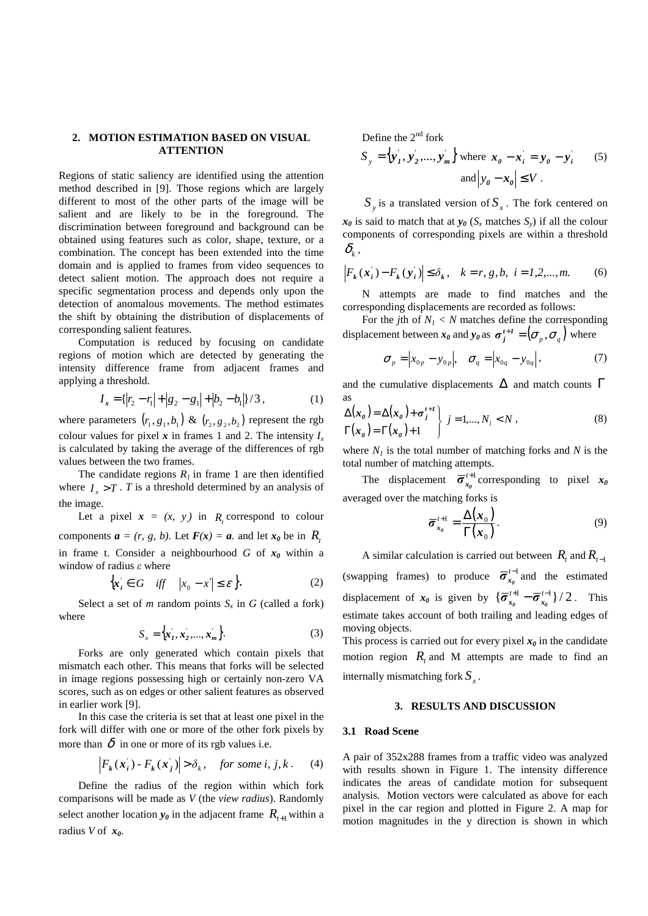## 2. MOTION ESTIMATION BASED ON VISUAL ATTENTION

Regions of static saliency are identified using the attention method described in [9]. Those regions which are largely different to most of the other parts of the image will be salient and are likely to be in the foreground. The discrimination between foreground and background can be obtained using features such as color, shape, texture, or a combination. The concept has been extended into the time domain and is applied to frames from video sequences to detect salient motion. The approach does not require a specific segmentation process and depends only upon the detection of anomalous movements. The method estimates the shift by obtaining the distribution of displacements of corresponding salient features.

Computation is reduced by focusing on candidate regions of motion which are detected by generating the intensity difference frame from adjacent frames and applying a threshold.

$$I_x = \{|r_2 - r_1| + |g_2 - g_1| + |b_2 - b_1|\}/3, \quad (1)$$

where parameters $(r_1, g_1, b_1)$ & $(r_2, g_2, b_2)$ represent the rgb colour values for pixel $\boldsymbol{x}$ in frames 1 and 2. The intensity $I_x$ is calculated by taking the average of the differences of rgb values between the two frames.

The candidate regions $R_1$ in frame 1 are then identified where $I_x > T$. $T$ is a threshold determined by an analysis of the image.

Let a pixel $\boldsymbol{x} = (x, y)$ in $R_t$ correspond to colour components $\boldsymbol{a} = (r, g, b)$. Let $\boldsymbol{F}(x) = \boldsymbol{a}$. and let $\boldsymbol{x_0}$ be in $R_t$ in frame t. Consider a neighbourhood $G$ of $\boldsymbol{x_0}$ within a window of radius $\varepsilon$ where

$$\{x_i' \in G \quad iff \quad |x_0 - x'| \le \varepsilon\}. \quad (2)$$

Select a set of $m$ random points $S_x$ in $G$ (called a fork) where

$$S_x = \{x_1', x_2', ..., x_m'\}. \quad (3)$$

Forks are only generated which contain pixels that mismatch each other. This means that forks will be selected in image regions possessing high or certainly non-zero VA scores, such as on edges or other salient features as observed in earlier work [9].

In this case the criteria is set that at least one pixel in the fork will differ with one or more of the other fork pixels by more than $\delta$ in one or more of its rgb values i.e.

$$|F_k(x_i') - F_k(x_j')| > \delta_k, \quad for\ some\ i, j, k. \quad (4)$$

Define the radius of the region within which fork comparisons will be made as $V$ (the *view radius*). Randomly select another location $\boldsymbol{y_0}$ in the adjacent frame $R_{t+1}$ within a radius $V$ of $\boldsymbol{x_0}$.

Define the 2nd fork

$$S_y = \{y_1', y_2', ..., y_m'\} \text{ where } \boldsymbol{x_0} - \boldsymbol{x_i'} = \boldsymbol{y_0} - \boldsymbol{y_i'} \text{ and } |\boldsymbol{y_0} - \boldsymbol{x_0}| \le V. \quad (5)$$

$S_y$ is a translated version of $S_x$. The fork centered on $\boldsymbol{x_0}$ is said to match that at $\boldsymbol{y_0}$ ($S_x$ matches $S_y$) if all the colour components of corresponding pixels are within a threshold $\delta_k$,

$$|F_k(x_i') - F_k(y_i')| \le \delta_k, \quad k = r, g, b, \ i = 1, 2, ..., m. \quad (6)$$

N attempts are made to find matches and the corresponding displacements are recorded as follows:

For the $j$th of $N_1 < N$ matches define the corresponding displacement between $\boldsymbol{x_0}$ and $\boldsymbol{y_0}$ as $\sigma_j^{t+1} = (\sigma_p, \sigma_q)$ where

$$\sigma_p = |x_{0p} - y_{0p}|, \quad \sigma_q = |x_{0q} - y_{0q}|, \quad (7)$$

and the cumulative displacements $\Delta$ and match counts $\Gamma$ as

$$\left.\begin{aligned} \Delta(\boldsymbol{x_0}) &= \Delta(\boldsymbol{x_0}) + \sigma_j^{t+1} \\ \Gamma(\boldsymbol{x_0}) &= \Gamma(\boldsymbol{x_0}) + 1 \end{aligned}\right\} \ j = 1, ..., N_l < N, \quad (8)$$

where $N_1$ is the total number of matching forks and $N$ is the total number of matching attempts.

The displacement $\overline{\sigma}_{x_0}^{t+1}$ corresponding to pixel $\boldsymbol{x_0}$ averaged over the matching forks is

$$\overline{\sigma}_{x_0}^{t+1} = \frac{\Delta(x_0)}{\Gamma(x_0)}. \quad (9)$$

A similar calculation is carried out between $R_t$ and $R_{t-1}$ (swapping frames) to produce $\overline{\sigma}_{x_0}^{t-1}$ and the estimated displacement of $\boldsymbol{x_0}$ is given by $\{\overline{\sigma}_{x_0}^{t+1} - \overline{\sigma}_{x_0}^{t-1}\}/2$. This estimate takes account of both trailing and leading edges of moving objects.

This process is carried out for every pixel $\boldsymbol{x_0}$ in the candidate motion region $R_t$ and M attempts are made to find an internally mismatching fork $S_x$.

## 3. RESULTS AND DISCUSSION

### 3.1 Road Scene

A pair of 352x288 frames from a traffic video was analyzed with results shown in Figure 1. The intensity difference indicates the areas of candidate motion for subsequent analysis. Motion vectors were calculated as above for each pixel in the car region and plotted in Figure 2. A map for motion magnitudes in the y direction is shown in which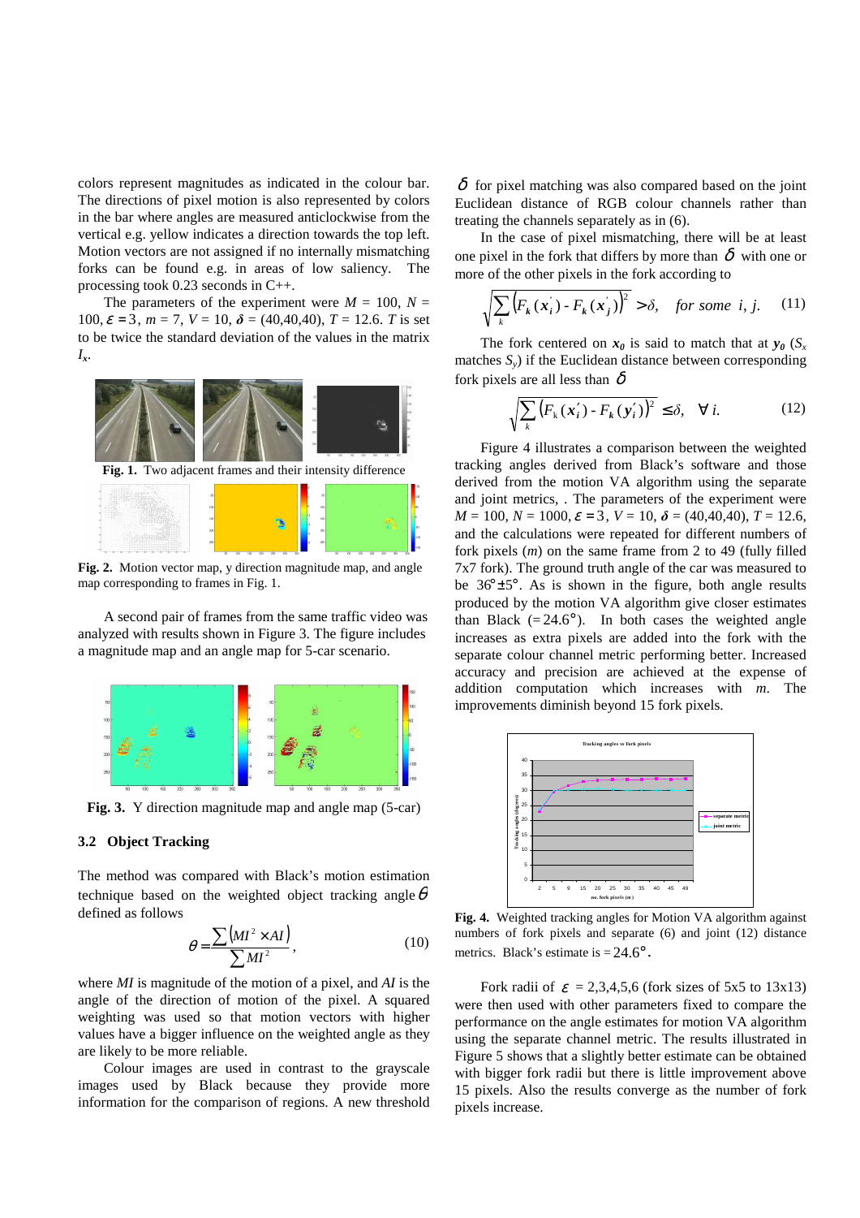colors represent magnitudes as indicated in the colour bar. The directions of pixel motion is also represented by colors in the bar where angles are measured anticlockwise from the vertical e.g. yellow indicates a direction towards the top left. Motion vectors are not assigned if no internally mismatching forks can be found e.g. in areas of low saliency. The processing took 0.23 seconds in C++.

The parameters of the experiment were $M$ = 100, $N$ = 100, $\varepsilon = 3$, $m$ = 7, $V$ = 10, $\boldsymbol{\delta}$ = (40,40,40), $T$ = 12.6. $T$ is set to be twice the standard deviation of the values in the matrix $I_x$.

**Fig. 1.** Two adjacent frames and their intensity difference

**Fig. 2.** Motion vector map, y direction magnitude map, and angle map corresponding to frames in Fig. 1.

A second pair of frames from the same traffic video was analyzed with results shown in Figure 3. The figure includes a magnitude map and an angle map for 5-car scenario.

**Fig. 3.** Y direction magnitude map and angle map (5-car)

### 3.2 Object Tracking

The method was compared with Black's motion estimation technique based on the weighted object tracking angle $\theta$ defined as follows

$$\theta = \frac{\sum \left(MI^2 \times AI\right)}{\sum MI^2}, \tag{10}$$

where $MI$ is magnitude of the motion of a pixel, and $AI$ is the angle of the direction of motion of the pixel. A squared weighting was used so that motion vectors with higher values have a bigger influence on the weighted angle as they are likely to be more reliable.

Colour images are used in contrast to the grayscale images used by Black because they provide more information for the comparison of regions. A new threshold $\delta$ for pixel matching was also compared based on the joint Euclidean distance of RGB colour channels rather than treating the channels separately as in (6).

In the case of pixel mismatching, there will be at least one pixel in the fork that differs by more than $\delta$ with one or more of the other pixels in the fork according to

$$\sqrt{\sum_k \left(F_k(x_i') - F_k(x_j')\right)^2} > \delta, \quad for\ some\ \ i, j. \tag{11}$$

The fork centered on $\boldsymbol{x_0}$ is said to match that at $\boldsymbol{y_0}$ ($S_x$ matches $S_y$) if the Euclidean distance between corresponding fork pixels are all less than $\delta$

$$\sqrt{\sum_k \left(F_k(x_i') - F_k(y_i')\right)^2} \le \delta, \quad \forall\ i. \tag{12}$$

Figure 4 illustrates a comparison between the weighted tracking angles derived from Black's software and those derived from the motion VA algorithm using the separate and joint metrics, . The parameters of the experiment were $M$ = 100, $N$ = 1000, $\varepsilon = 3$, $V$ = 10, $\boldsymbol{\delta}$ = (40,40,40), $T$ = 12.6, and the calculations were repeated for different numbers of fork pixels ($m$) on the same frame from 2 to 49 (fully filled 7x7 fork). The ground truth angle of the car was measured to be 36°±5°. As is shown in the figure, both angle results produced by the motion VA algorithm give closer estimates than Black (= 24.6°). In both cases the weighted angle increases as extra pixels are added into the fork with the separate colour channel metric performing better. Increased accuracy and precision are achieved at the expense of addition computation which increases with $m$. The improvements diminish beyond 15 fork pixels.

**Fig. 4.** Weighted tracking angles for Motion VA algorithm against numbers of fork pixels and separate (6) and joint (12) distance metrics. Black's estimate is = 24.6°.

Fork radii of $\varepsilon$ = 2,3,4,5,6 (fork sizes of 5x5 to 13x13) were then used with other parameters fixed to compare the performance on the angle estimates for motion VA algorithm using the separate channel metric. The results illustrated in Figure 5 shows that a slightly better estimate can be obtained with bigger fork radii but there is little improvement above 15 pixels. Also the results converge as the number of fork pixels increase.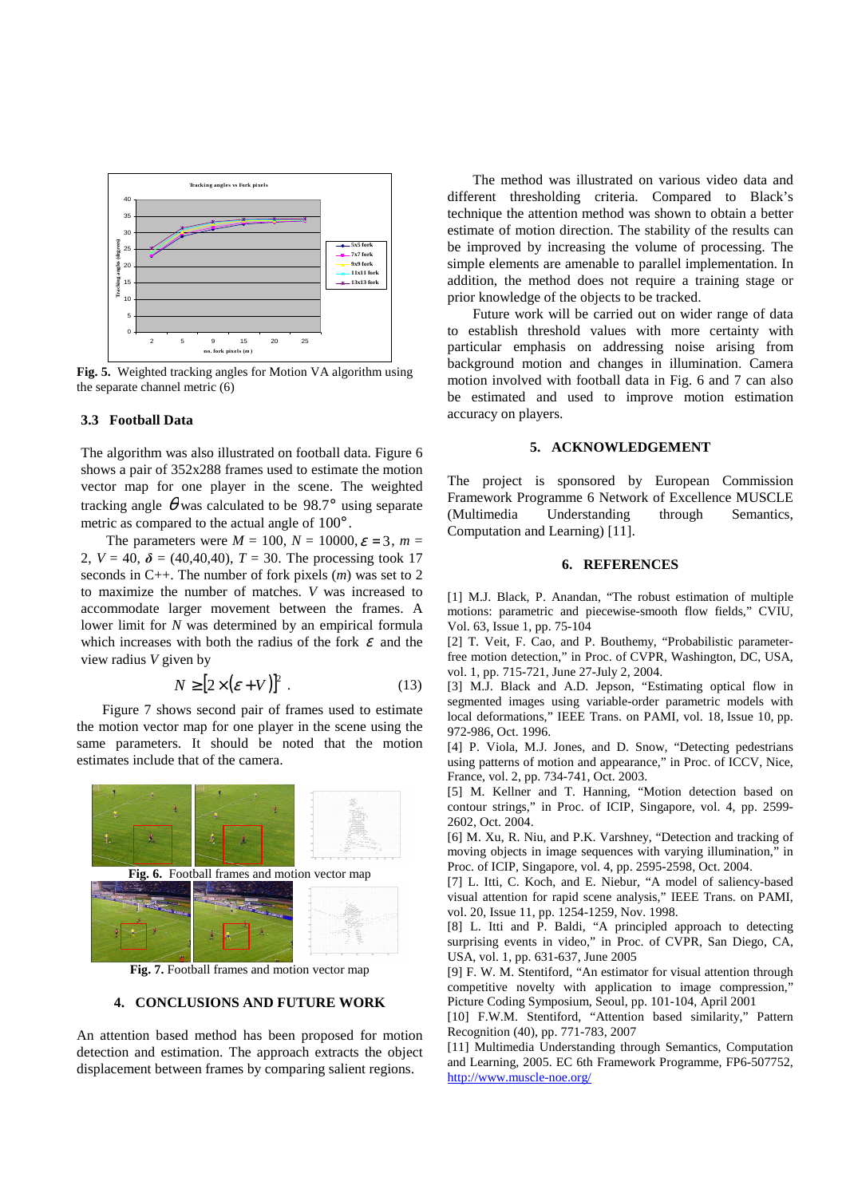Tracking angles vs Fork pixels

40
35
30
25
20
15
10
5
0

Tracking angle (degrees)

2 5 9 15 20 25

no. fork pixels (m)

5x5 fork
7x7 fork
9x9 fork
11x11 fork
13x13 fork

**Fig. 5.** Weighted tracking angles for Motion VA algorithm using the separate channel metric (6)

### 3.3 Football Data

The algorithm was also illustrated on football data. Figure 6 shows a pair of 352x288 frames used to estimate the motion vector map for one player in the scene. The weighted tracking angle $\theta$ was calculated to be 98.7° using separate metric as compared to the actual angle of 100°.

The parameters were $M$ = 100, $N$ = 10000, $\varepsilon = 3$, $m$ = 2, $V$ = 40, $\boldsymbol{\delta}$ = (40,40,40), $T$ = 30. The processing took 17 seconds in C++. The number of fork pixels ($m$) was set to 2 to maximize the number of matches. $V$ was increased to accommodate larger movement between the frames. A lower limit for $N$ was determined by an empirical formula which increases with both the radius of the fork $\varepsilon$ and the view radius $V$ given by

$$N \geq [2 \times (\varepsilon + V)]^2 . \tag{13}$$

Figure 7 shows second pair of frames used to estimate the motion vector map for one player in the scene using the same parameters. It should be noted that the motion estimates include that of the camera.

**Fig. 6.** Football frames and motion vector map

**Fig. 7.** Football frames and motion vector map

## 4. CONCLUSIONS AND FUTURE WORK

An attention based method has been proposed for motion detection and estimation. The approach extracts the object displacement between frames by comparing salient regions.

The method was illustrated on various video data and different thresholding criteria. Compared to Black's technique the attention method was shown to obtain a better estimate of motion direction. The stability of the results can be improved by increasing the volume of processing. The simple elements are amenable to parallel implementation. In addition, the method does not require a training stage or prior knowledge of the objects to be tracked.

Future work will be carried out on wider range of data to establish threshold values with more certainty with particular emphasis on addressing noise arising from background motion and changes in illumination. Camera motion involved with football data in Fig. 6 and 7 can also be estimated and used to improve motion estimation accuracy on players.

## 5. ACKNOWLEDGEMENT

The project is sponsored by European Commission Framework Programme 6 Network of Excellence MUSCLE (Multimedia Understanding through Semantics, Computation and Learning) [11].

## 6. REFERENCES

[1] M.J. Black, P. Anandan, "The robust estimation of multiple motions: parametric and piecewise-smooth flow fields," CVIU, Vol. 63, Issue 1, pp. 75-104

[2] T. Veit, F. Cao, and P. Bouthemy, "Probabilistic parameter-free motion detection," in Proc. of CVPR, Washington, DC, USA, vol. 1, pp. 715-721, June 27-July 2, 2004.

[3] M.J. Black and A.D. Jepson, "Estimating optical flow in segmented images using variable-order parametric models with local deformations," IEEE Trans. on PAMI, vol. 18, Issue 10, pp. 972-986, Oct. 1996.

[4] P. Viola, M.J. Jones, and D. Snow, "Detecting pedestrians using patterns of motion and appearance," in Proc. of ICCV, Nice, France, vol. 2, pp. 734-741, Oct. 2003.

[5] M. Kellner and T. Hanning, "Motion detection based on contour strings," in Proc. of ICIP, Singapore, vol. 4, pp. 2599-2602, Oct. 2004.

[6] M. Xu, R. Niu, and P.K. Varshney, "Detection and tracking of moving objects in image sequences with varying illumination," in Proc. of ICIP, Singapore, vol. 4, pp. 2595-2598, Oct. 2004.

[7] L. Itti, C. Koch, and E. Niebur, "A model of saliency-based visual attention for rapid scene analysis," IEEE Trans. on PAMI, vol. 20, Issue 11, pp. 1254-1259, Nov. 1998.

[8] L. Itti and P. Baldi, "A principled approach to detecting surprising events in video," in Proc. of CVPR, San Diego, CA, USA, vol. 1, pp. 631-637, June 2005

[9] F. W. M. Stentiford, "An estimator for visual attention through competitive novelty with application to image compression," Picture Coding Symposium, Seoul, pp. 101-104, April 2001

[10] F.W.M. Stentiford, "Attention based similarity," Pattern Recognition (40), pp. 771-783, 2007

[11] Multimedia Understanding through Semantics, Computation and Learning, 2005. EC 6th Framework Programme, FP6-507752, http://www.muscle-noe.org/